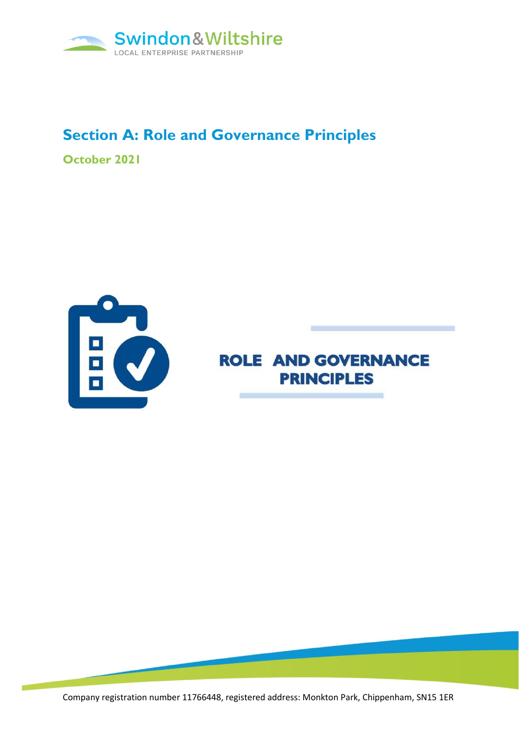Swindon & Wiltshire
LOCAL ENTERPRISE PARTNERSHIP

# Section A: Role and Governance Principles

**October 2021**

## ROLE AND GOVERNANCE PRINCIPLES

Company registration number 11766448, registered address: Monkton Park, Chippenham, SN15 1ER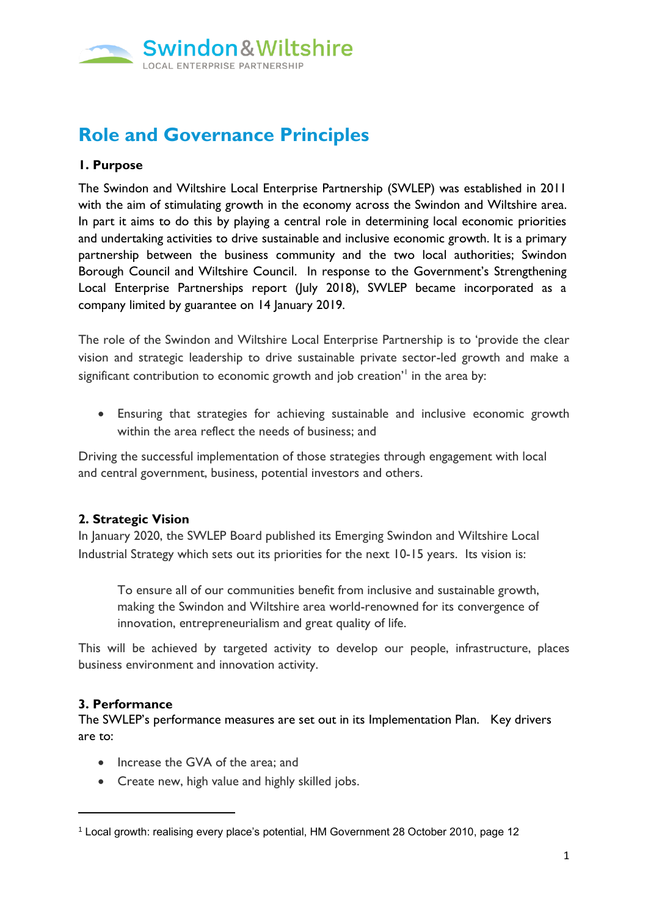Swindon & Wiltshire
LOCAL ENTERPRISE PARTNERSHIP

# Role and Governance Principles

## 1. Purpose

The Swindon and Wiltshire Local Enterprise Partnership (SWLEP) was established in 2011 with the aim of stimulating growth in the economy across the Swindon and Wiltshire area. In part it aims to do this by playing a central role in determining local economic priorities and undertaking activities to drive sustainable and inclusive economic growth. It is a primary partnership between the business community and the two local authorities; Swindon Borough Council and Wiltshire Council. In response to the Government's Strengthening Local Enterprise Partnerships report (July 2018), SWLEP became incorporated as a company limited by guarantee on 14 January 2019.

The role of the Swindon and Wiltshire Local Enterprise Partnership is to 'provide the clear vision and strategic leadership to drive sustainable private sector-led growth and make a significant contribution to economic growth and job creation'[1] in the area by:

- Ensuring that strategies for achieving sustainable and inclusive economic growth within the area reflect the needs of business; and

Driving the successful implementation of those strategies through engagement with local and central government, business, potential investors and others.

## 2. Strategic Vision

In January 2020, the SWLEP Board published its Emerging Swindon and Wiltshire Local Industrial Strategy which sets out its priorities for the next 10-15 years. Its vision is:

> To ensure all of our communities benefit from inclusive and sustainable growth, making the Swindon and Wiltshire area world-renowned for its convergence of innovation, entrepreneurialism and great quality of life.

This will be achieved by targeted activity to develop our people, infrastructure, places business environment and innovation activity.

## 3. Performance

The SWLEP's performance measures are set out in its Implementation Plan. Key drivers are to:

- Increase the GVA of the area; and
- Create new, high value and highly skilled jobs.

---

[1] Local growth: realising every place's potential, HM Government 28 October 2010, page 12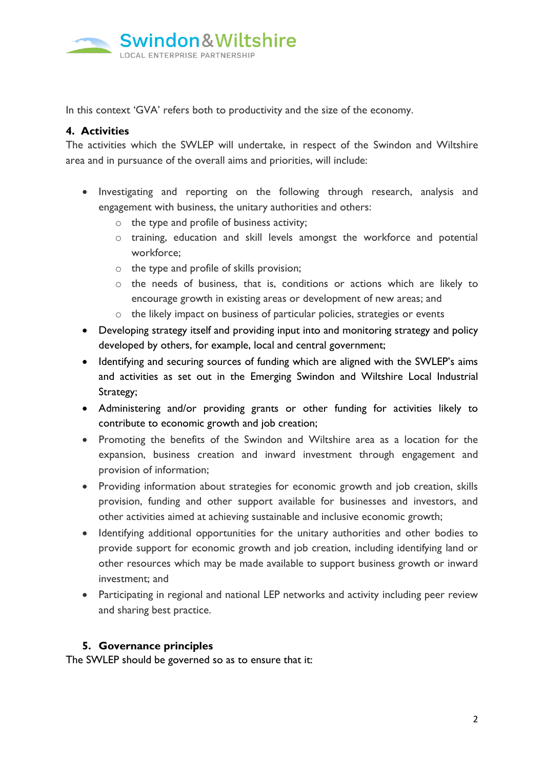In this context 'GVA' refers both to productivity and the size of the economy.

## 4. Activities

The activities which the SWLEP will undertake, in respect of the Swindon and Wiltshire area and in pursuance of the overall aims and priorities, will include:

- Investigating and reporting on the following through research, analysis and engagement with business, the unitary authorities and others:
  - the type and profile of business activity;
  - training, education and skill levels amongst the workforce and potential workforce;
  - the type and profile of skills provision;
  - the needs of business, that is, conditions or actions which are likely to encourage growth in existing areas or development of new areas; and
  - the likely impact on business of particular policies, strategies or events
- Developing strategy itself and providing input into and monitoring strategy and policy developed by others, for example, local and central government;
- Identifying and securing sources of funding which are aligned with the SWLEP's aims and activities as set out in the Emerging Swindon and Wiltshire Local Industrial Strategy;
- Administering and/or providing grants or other funding for activities likely to contribute to economic growth and job creation;
- Promoting the benefits of the Swindon and Wiltshire area as a location for the expansion, business creation and inward investment through engagement and provision of information;
- Providing information about strategies for economic growth and job creation, skills provision, funding and other support available for businesses and investors, and other activities aimed at achieving sustainable and inclusive economic growth;
- Identifying additional opportunities for the unitary authorities and other bodies to provide support for economic growth and job creation, including identifying land or other resources which may be made available to support business growth or inward investment; and
- Participating in regional and national LEP networks and activity including peer review and sharing best practice.

## 5. Governance principles

The SWLEP should be governed so as to ensure that it: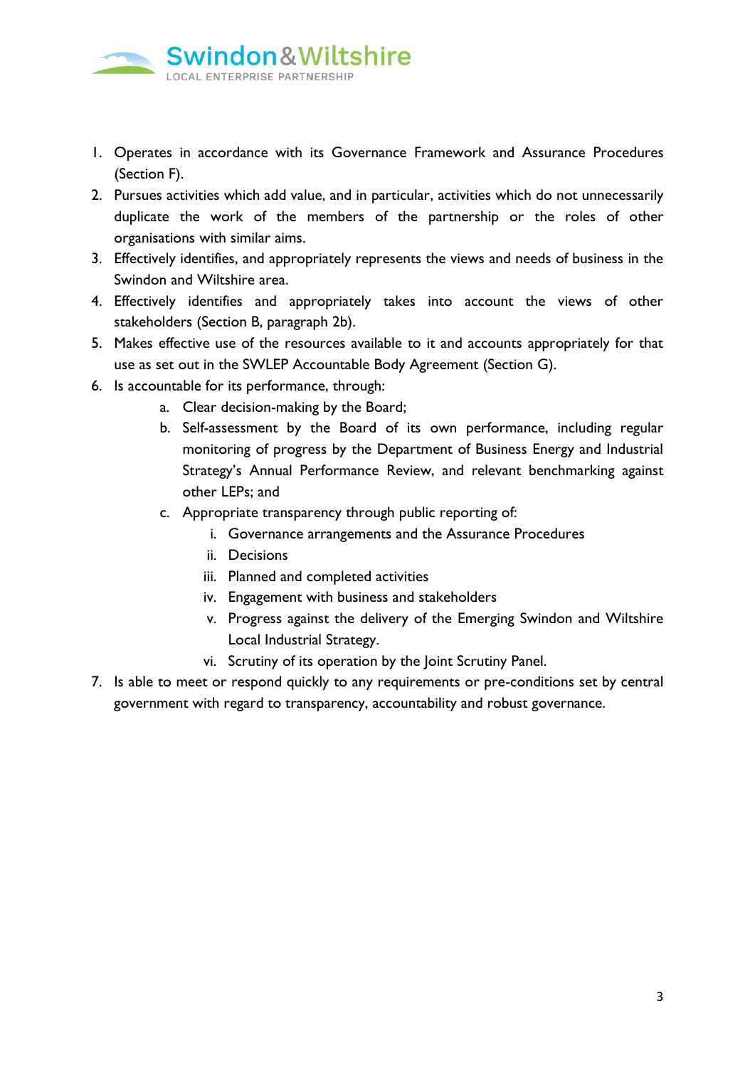1. Operates in accordance with its Governance Framework and Assurance Procedures (Section F).
2. Pursues activities which add value, and in particular, activities which do not unnecessarily duplicate the work of the members of the partnership or the roles of other organisations with similar aims.
3. Effectively identifies, and appropriately represents the views and needs of business in the Swindon and Wiltshire area.
4. Effectively identifies and appropriately takes into account the views of other stakeholders (Section B, paragraph 2b).
5. Makes effective use of the resources available to it and accounts appropriately for that use as set out in the SWLEP Accountable Body Agreement (Section G).
6. Is accountable for its performance, through:
    a. Clear decision-making by the Board;
    b. Self-assessment by the Board of its own performance, including regular monitoring of progress by the Department of Business Energy and Industrial Strategy's Annual Performance Review, and relevant benchmarking against other LEPs; and
    c. Appropriate transparency through public reporting of:
        i. Governance arrangements and the Assurance Procedures
        ii. Decisions
        iii. Planned and completed activities
        iv. Engagement with business and stakeholders
        v. Progress against the delivery of the Emerging Swindon and Wiltshire Local Industrial Strategy.
        vi. Scrutiny of its operation by the Joint Scrutiny Panel.
7. Is able to meet or respond quickly to any requirements or pre-conditions set by central government with regard to transparency, accountability and robust governance.